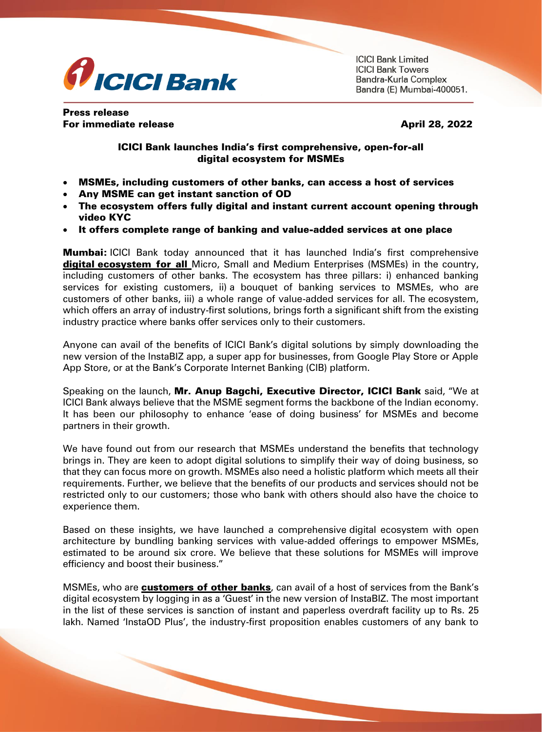ICICI Bank Limited
ICICI Bank Towers
Bandra-Kurla Complex
Bandra (E) Mumbai-400051.

**Press release**
**For immediate release** **April 28, 2022**

## ICICI Bank launches India's first comprehensive, open-for-all digital ecosystem for MSMEs

- **MSMEs, including customers of other banks, can access a host of services**
- **Any MSME can get instant sanction of OD**
- **The ecosystem offers fully digital and instant current account opening through video KYC**
- **It offers complete range of banking and value-added services at one place**

**Mumbai:** ICICI Bank today announced that it has launched India's first comprehensive **digital ecosystem for all** Micro, Small and Medium Enterprises (MSMEs) in the country, including customers of other banks. The ecosystem has three pillars: i) enhanced banking services for existing customers, ii) a bouquet of banking services to MSMEs, who are customers of other banks, iii) a whole range of value-added services for all. The ecosystem, which offers an array of industry-first solutions, brings forth a significant shift from the existing industry practice where banks offer services only to their customers.

Anyone can avail of the benefits of ICICI Bank's digital solutions by simply downloading the new version of the InstaBIZ app, a super app for businesses, from Google Play Store or Apple App Store, or at the Bank's Corporate Internet Banking (CIB) platform.

Speaking on the launch, **Mr. Anup Bagchi, Executive Director, ICICI Bank** said, "We at ICICI Bank always believe that the MSME segment forms the backbone of the Indian economy. It has been our philosophy to enhance 'ease of doing business' for MSMEs and become partners in their growth.

We have found out from our research that MSMEs understand the benefits that technology brings in. They are keen to adopt digital solutions to simplify their way of doing business, so that they can focus more on growth. MSMEs also need a holistic platform which meets all their requirements. Further, we believe that the benefits of our products and services should not be restricted only to our customers; those who bank with others should also have the choice to experience them.

Based on these insights, we have launched a comprehensive digital ecosystem with open architecture by bundling banking services with value-added offerings to empower MSMEs, estimated to be around six crore. We believe that these solutions for MSMEs will improve efficiency and boost their business."

MSMEs, who are **customers of other banks**, can avail of a host of services from the Bank's digital ecosystem by logging in as a 'Guest' in the new version of InstaBIZ. The most important in the list of these services is sanction of instant and paperless overdraft facility up to Rs. 25 lakh. Named 'InstaOD Plus', the industry-first proposition enables customers of any bank to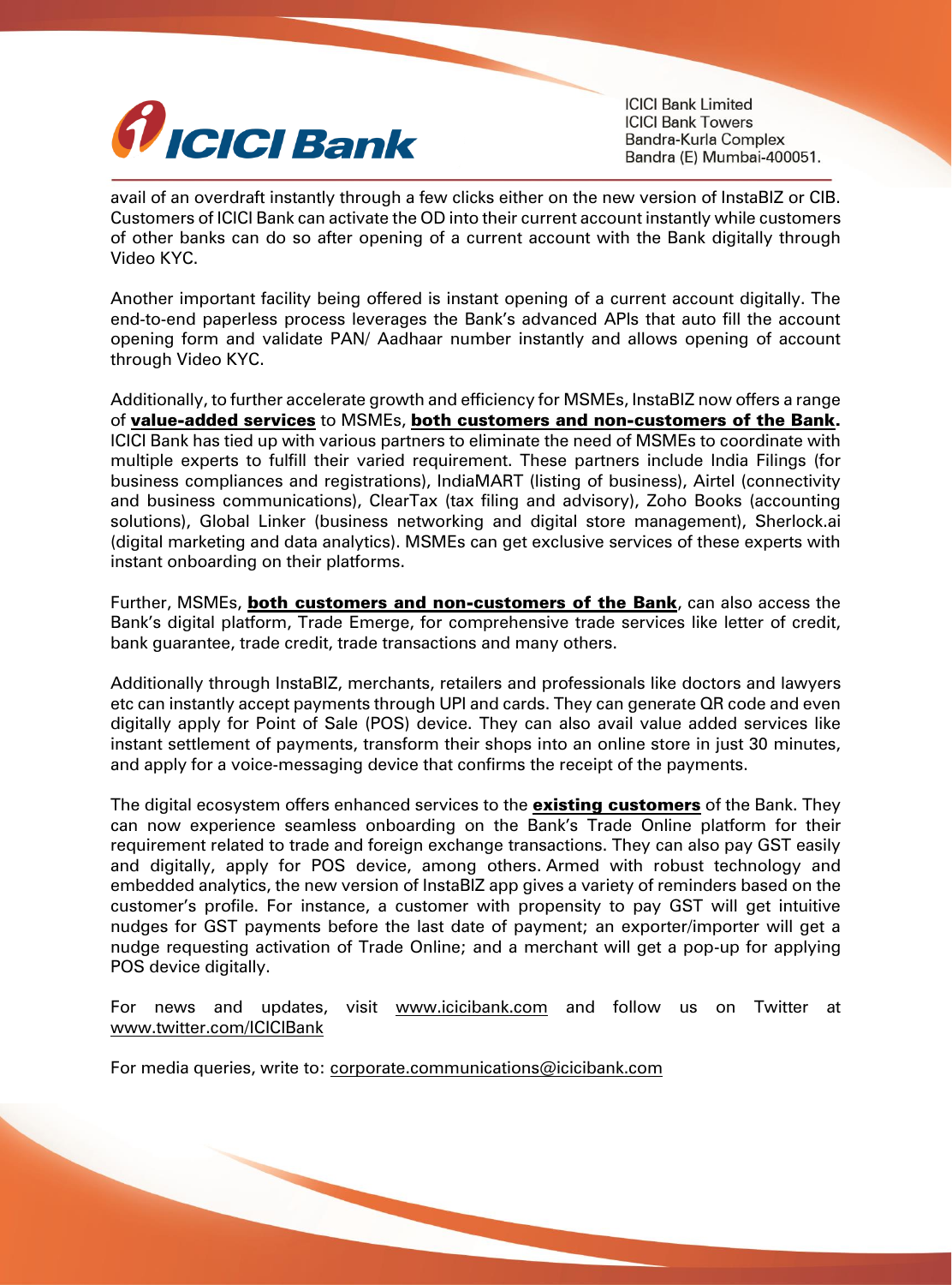avail of an overdraft instantly through a few clicks either on the new version of InstaBIZ or CIB. Customers of ICICI Bank can activate the OD into their current account instantly while customers of other banks can do so after opening of a current account with the Bank digitally through Video KYC.

Another important facility being offered is instant opening of a current account digitally. The end-to-end paperless process leverages the Bank's advanced APIs that auto fill the account opening form and validate PAN/ Aadhaar number instantly and allows opening of account through Video KYC.

Additionally, to further accelerate growth and efficiency for MSMEs, InstaBIZ now offers a range of **value-added services** to MSMEs, **both customers and non-customers of the Bank.** ICICI Bank has tied up with various partners to eliminate the need of MSMEs to coordinate with multiple experts to fulfill their varied requirement. These partners include India Filings (for business compliances and registrations), IndiaMART (listing of business), Airtel (connectivity and business communications), ClearTax (tax filing and advisory), Zoho Books (accounting solutions), Global Linker (business networking and digital store management), Sherlock.ai (digital marketing and data analytics). MSMEs can get exclusive services of these experts with instant onboarding on their platforms.

Further, MSMEs, **both customers and non-customers of the Bank**, can also access the Bank's digital platform, Trade Emerge, for comprehensive trade services like letter of credit, bank guarantee, trade credit, trade transactions and many others.

Additionally through InstaBIZ, merchants, retailers and professionals like doctors and lawyers etc can instantly accept payments through UPI and cards. They can generate QR code and even digitally apply for Point of Sale (POS) device. They can also avail value added services like instant settlement of payments, transform their shops into an online store in just 30 minutes, and apply for a voice-messaging device that confirms the receipt of the payments.

The digital ecosystem offers enhanced services to the **existing customers** of the Bank. They can now experience seamless onboarding on the Bank's Trade Online platform for their requirement related to trade and foreign exchange transactions. They can also pay GST easily and digitally, apply for POS device, among others. Armed with robust technology and embedded analytics, the new version of InstaBIZ app gives a variety of reminders based on the customer's profile. For instance, a customer with propensity to pay GST will get intuitive nudges for GST payments before the last date of payment; an exporter/importer will get a nudge requesting activation of Trade Online; and a merchant will get a pop-up for applying POS device digitally.

For news and updates, visit www.icicibank.com and follow us on Twitter at www.twitter.com/ICICIBank

For media queries, write to: corporate.communications@icicibank.com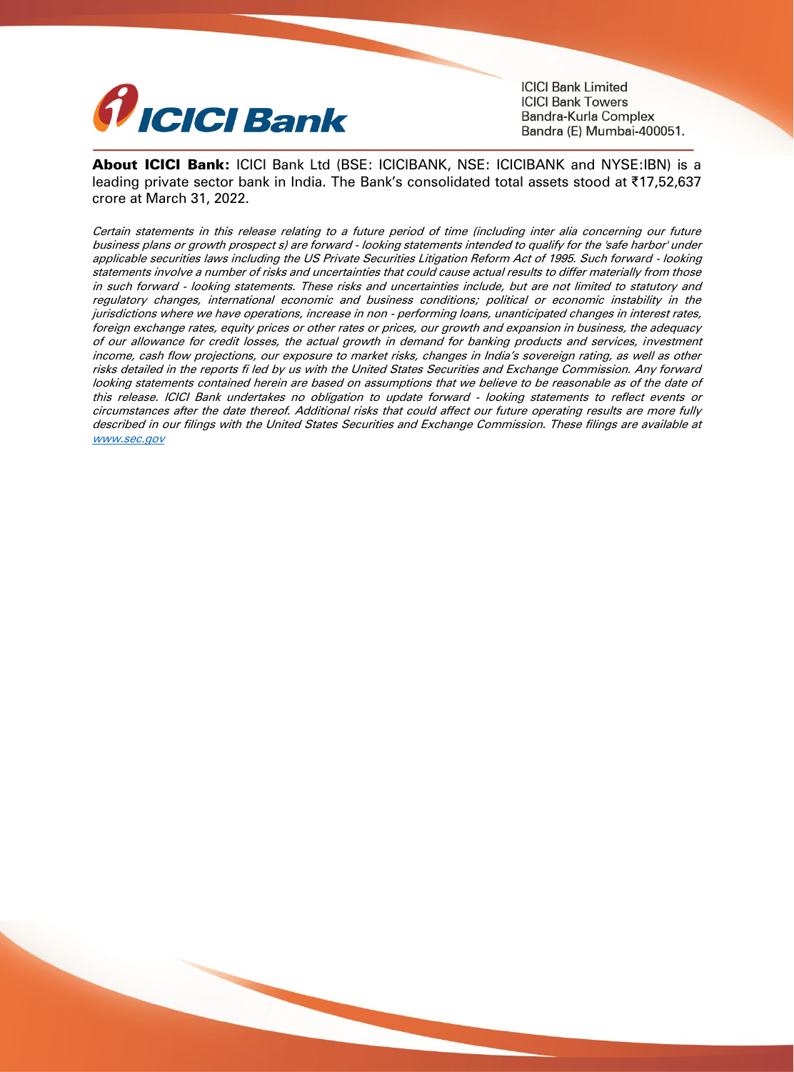ICICI Bank Limited
ICICI Bank Towers
Bandra-Kurla Complex
Bandra (E) Mumbai-400051.

**About ICICI Bank:** ICICI Bank Ltd (BSE: ICICIBANK, NSE: ICICIBANK and NYSE:IBN) is a leading private sector bank in India. The Bank's consolidated total assets stood at ₹17,52,637 crore at March 31, 2022.

*Certain statements in this release relating to a future period of time (including inter alia concerning our future business plans or growth prospect s) are forward - looking statements intended to qualify for the 'safe harbor' under applicable securities laws including the US Private Securities Litigation Reform Act of 1995. Such forward - looking statements involve a number of risks and uncertainties that could cause actual results to differ materially from those in such forward - looking statements. These risks and uncertainties include, but are not limited to statutory and regulatory changes, international economic and business conditions; political or economic instability in the jurisdictions where we have operations, increase in non - performing loans, unanticipated changes in interest rates, foreign exchange rates, equity prices or other rates or prices, our growth and expansion in business, the adequacy of our allowance for credit losses, the actual growth in demand for banking products and services, investment income, cash flow projections, our exposure to market risks, changes in India's sovereign rating, as well as other risks detailed in the reports fi led by us with the United States Securities and Exchange Commission. Any forward looking statements contained herein are based on assumptions that we believe to be reasonable as of the date of this release. ICICI Bank undertakes no obligation to update forward - looking statements to reflect events or circumstances after the date thereof. Additional risks that could affect our future operating results are more fully described in our filings with the United States Securities and Exchange Commission. These filings are available at [www.sec.gov](http://www.sec.gov)*